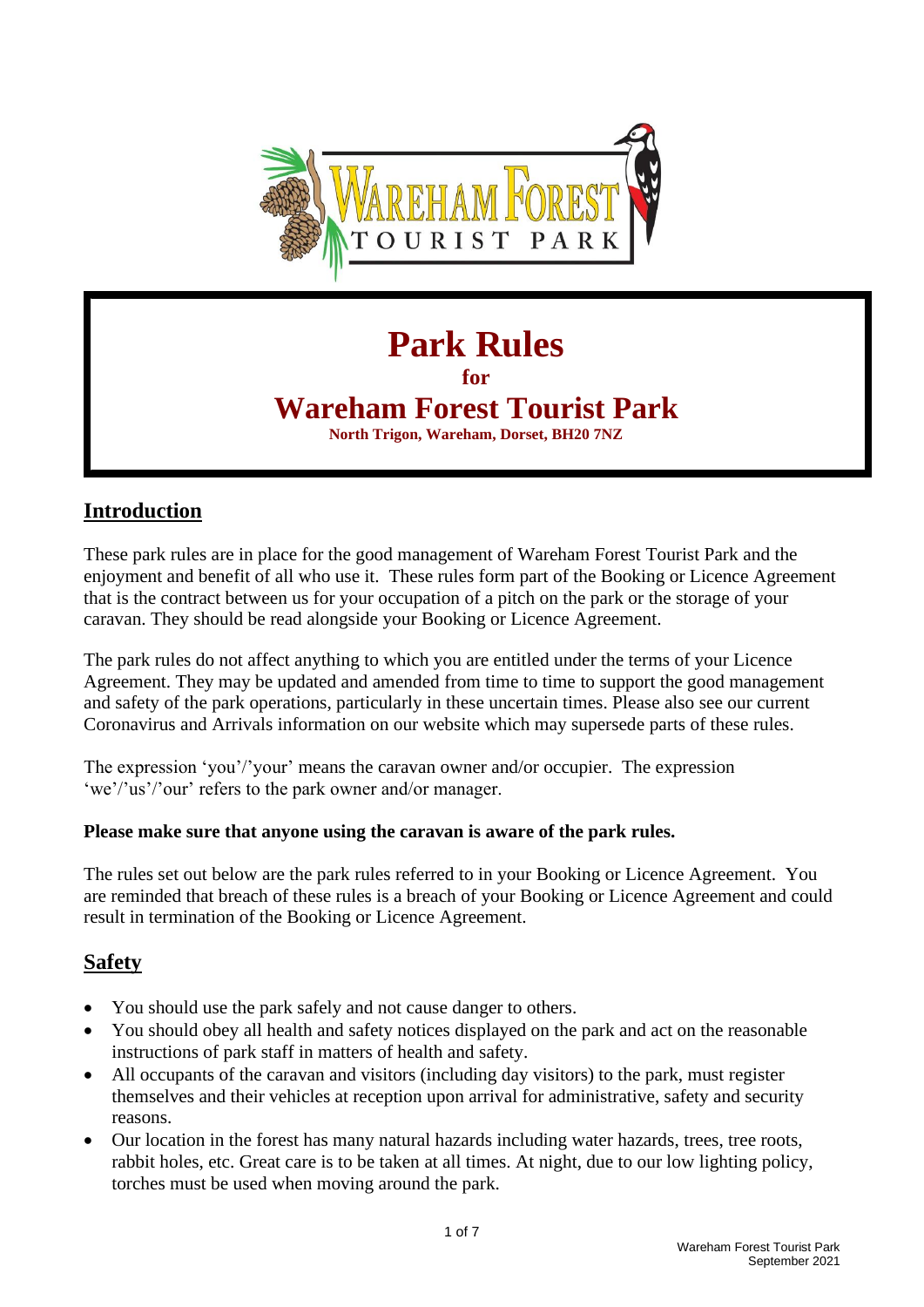# Park Rules

**for**

# Wareham Forest Tourist Park

**North Trigon, Wareham, Dorset, BH20 7NZ**

## Introduction

These park rules are in place for the good management of Wareham Forest Tourist Park and the enjoyment and benefit of all who use it. These rules form part of the Booking or Licence Agreement that is the contract between us for your occupation of a pitch on the park or the storage of your caravan. They should be read alongside your Booking or Licence Agreement.

The park rules do not affect anything to which you are entitled under the terms of your Licence Agreement. They may be updated and amended from time to time to support the good management and safety of the park operations, particularly in these uncertain times. Please also see our current Coronavirus and Arrivals information on our website which may supersede parts of these rules.

The expression 'you'/'your' means the caravan owner and/or occupier. The expression 'we'/'us'/'our' refers to the park owner and/or manager.

**Please make sure that anyone using the caravan is aware of the park rules.**

The rules set out below are the park rules referred to in your Booking or Licence Agreement. You are reminded that breach of these rules is a breach of your Booking or Licence Agreement and could result in termination of the Booking or Licence Agreement.

## Safety

- You should use the park safely and not cause danger to others.
- You should obey all health and safety notices displayed on the park and act on the reasonable instructions of park staff in matters of health and safety.
- All occupants of the caravan and visitors (including day visitors) to the park, must register themselves and their vehicles at reception upon arrival for administrative, safety and security reasons.
- Our location in the forest has many natural hazards including water hazards, trees, tree roots, rabbit holes, etc. Great care is to be taken at all times. At night, due to our low lighting policy, torches must be used when moving around the park.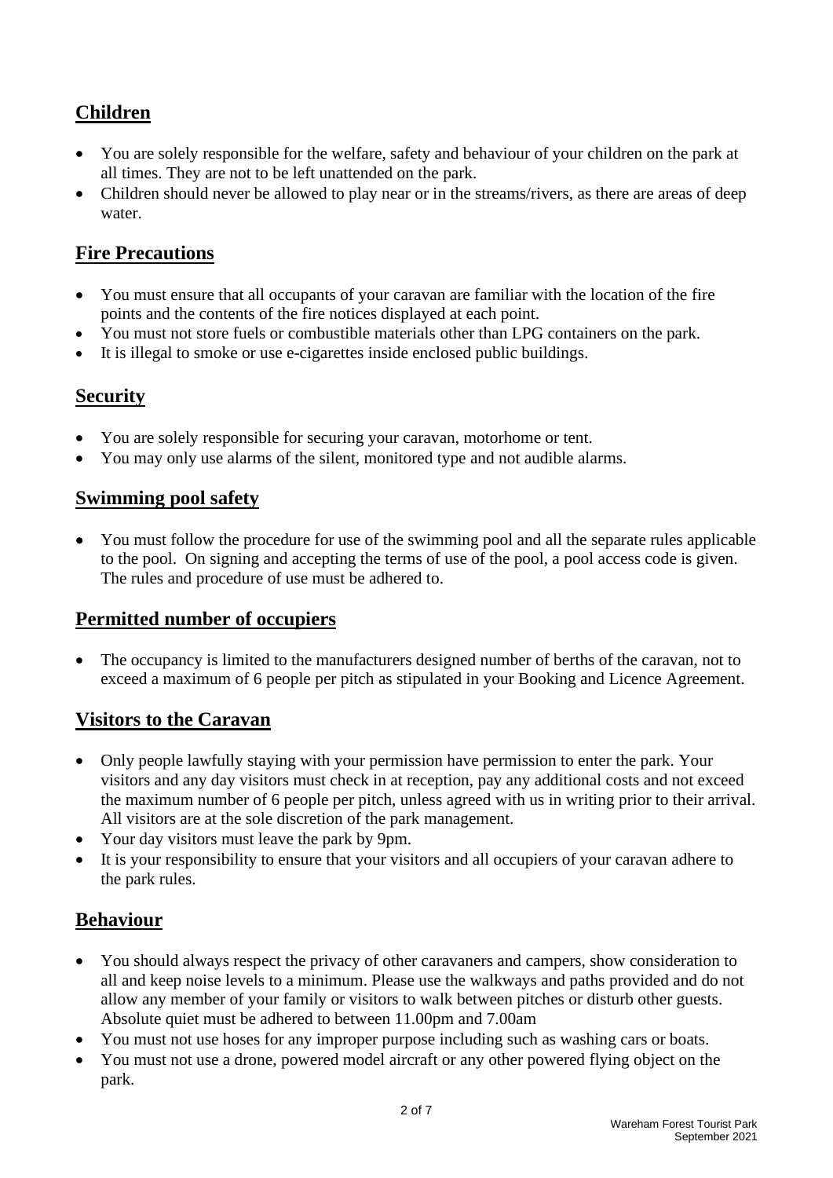## Children

- You are solely responsible for the welfare, safety and behaviour of your children on the park at all times. They are not to be left unattended on the park.
- Children should never be allowed to play near or in the streams/rivers, as there are areas of deep water.

## Fire Precautions

- You must ensure that all occupants of your caravan are familiar with the location of the fire points and the contents of the fire notices displayed at each point.
- You must not store fuels or combustible materials other than LPG containers on the park.
- It is illegal to smoke or use e-cigarettes inside enclosed public buildings.

## Security

- You are solely responsible for securing your caravan, motorhome or tent.
- You may only use alarms of the silent, monitored type and not audible alarms.

## Swimming pool safety

- You must follow the procedure for use of the swimming pool and all the separate rules applicable to the pool. On signing and accepting the terms of use of the pool, a pool access code is given. The rules and procedure of use must be adhered to.

## Permitted number of occupiers

- The occupancy is limited to the manufacturers designed number of berths of the caravan, not to exceed a maximum of 6 people per pitch as stipulated in your Booking and Licence Agreement.

## Visitors to the Caravan

- Only people lawfully staying with your permission have permission to enter the park. Your visitors and any day visitors must check in at reception, pay any additional costs and not exceed the maximum number of 6 people per pitch, unless agreed with us in writing prior to their arrival. All visitors are at the sole discretion of the park management.
- Your day visitors must leave the park by 9pm.
- It is your responsibility to ensure that your visitors and all occupiers of your caravan adhere to the park rules.

## Behaviour

- You should always respect the privacy of other caravaners and campers, show consideration to all and keep noise levels to a minimum. Please use the walkways and paths provided and do not allow any member of your family or visitors to walk between pitches or disturb other guests. Absolute quiet must be adhered to between 11.00pm and 7.00am
- You must not use hoses for any improper purpose including such as washing cars or boats.
- You must not use a drone, powered model aircraft or any other powered flying object on the park.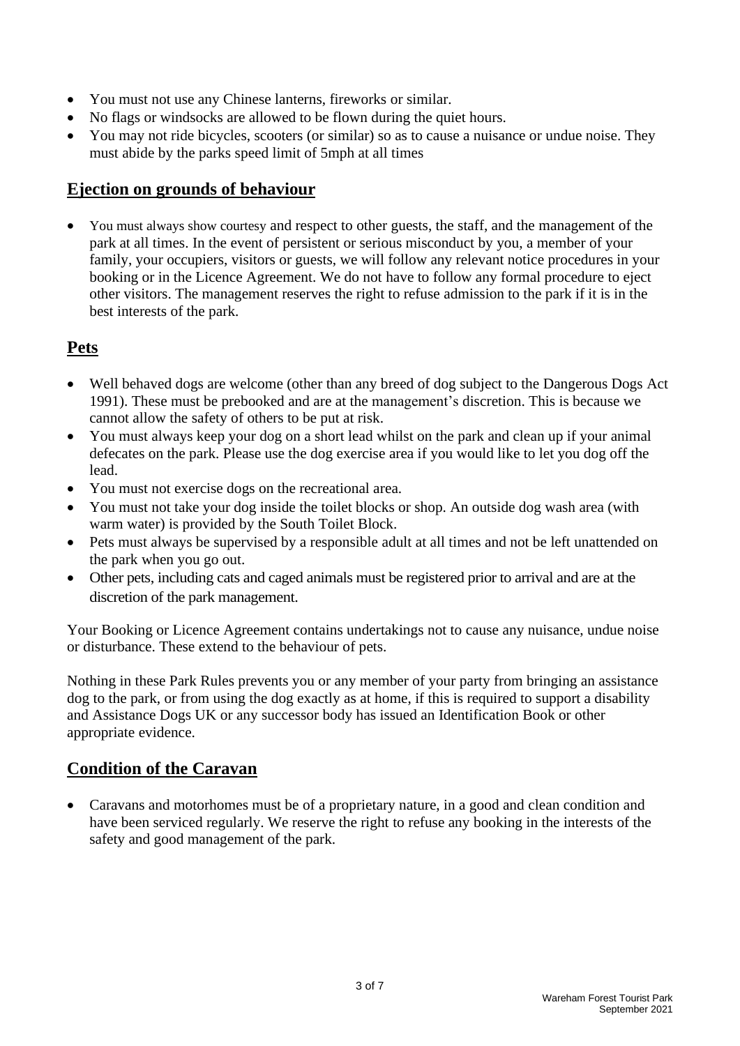- You must not use any Chinese lanterns, fireworks or similar.
- No flags or windsocks are allowed to be flown during the quiet hours.
- You may not ride bicycles, scooters (or similar) so as to cause a nuisance or undue noise. They must abide by the parks speed limit of 5mph at all times

## Ejection on grounds of behaviour

- You must always show courtesy and respect to other guests, the staff, and the management of the park at all times. In the event of persistent or serious misconduct by you, a member of your family, your occupiers, visitors or guests, we will follow any relevant notice procedures in your booking or in the Licence Agreement. We do not have to follow any formal procedure to eject other visitors. The management reserves the right to refuse admission to the park if it is in the best interests of the park.

## Pets

- Well behaved dogs are welcome (other than any breed of dog subject to the Dangerous Dogs Act 1991). These must be prebooked and are at the management's discretion. This is because we cannot allow the safety of others to be put at risk.
- You must always keep your dog on a short lead whilst on the park and clean up if your animal defecates on the park. Please use the dog exercise area if you would like to let you dog off the lead.
- You must not exercise dogs on the recreational area.
- You must not take your dog inside the toilet blocks or shop. An outside dog wash area (with warm water) is provided by the South Toilet Block.
- Pets must always be supervised by a responsible adult at all times and not be left unattended on the park when you go out.
- Other pets, including cats and caged animals must be registered prior to arrival and are at the discretion of the park management.

Your Booking or Licence Agreement contains undertakings not to cause any nuisance, undue noise or disturbance. These extend to the behaviour of pets.

Nothing in these Park Rules prevents you or any member of your party from bringing an assistance dog to the park, or from using the dog exactly as at home, if this is required to support a disability and Assistance Dogs UK or any successor body has issued an Identification Book or other appropriate evidence.

## Condition of the Caravan

- Caravans and motorhomes must be of a proprietary nature, in a good and clean condition and have been serviced regularly. We reserve the right to refuse any booking in the interests of the safety and good management of the park.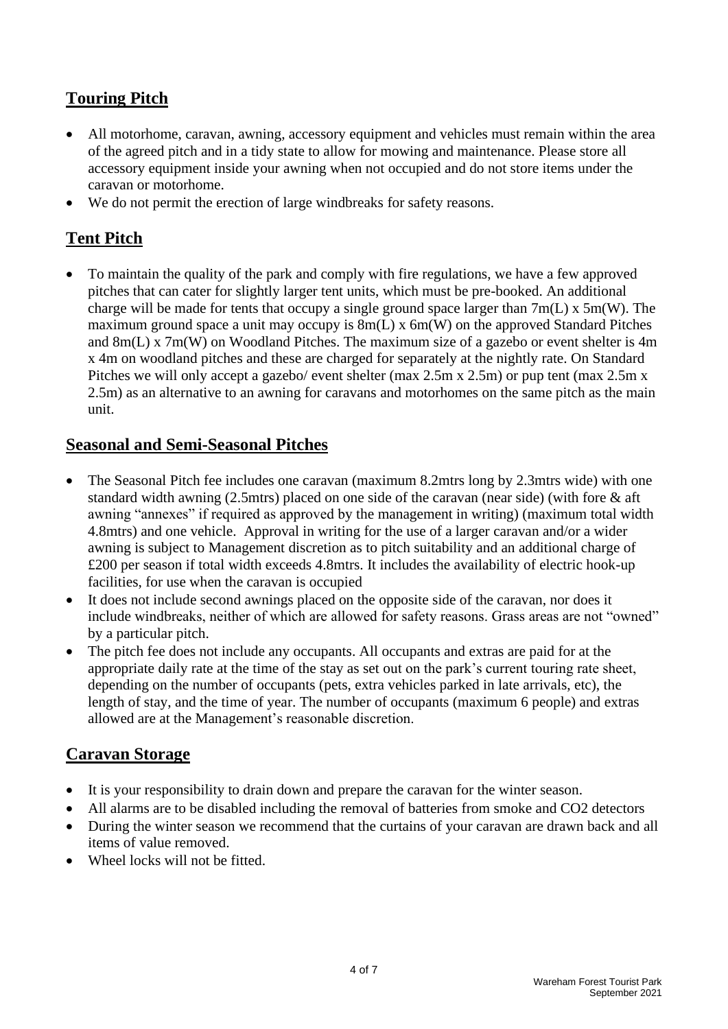## Touring Pitch

- All motorhome, caravan, awning, accessory equipment and vehicles must remain within the area of the agreed pitch and in a tidy state to allow for mowing and maintenance. Please store all accessory equipment inside your awning when not occupied and do not store items under the caravan or motorhome.
- We do not permit the erection of large windbreaks for safety reasons.

## Tent Pitch

- To maintain the quality of the park and comply with fire regulations, we have a few approved pitches that can cater for slightly larger tent units, which must be pre-booked. An additional charge will be made for tents that occupy a single ground space larger than 7m(L) x 5m(W). The maximum ground space a unit may occupy is 8m(L) x 6m(W) on the approved Standard Pitches and 8m(L) x 7m(W) on Woodland Pitches. The maximum size of a gazebo or event shelter is 4m x 4m on woodland pitches and these are charged for separately at the nightly rate. On Standard Pitches we will only accept a gazebo/ event shelter (max 2.5m x 2.5m) or pup tent (max 2.5m x 2.5m) as an alternative to an awning for caravans and motorhomes on the same pitch as the main unit.

## Seasonal and Semi-Seasonal Pitches

- The Seasonal Pitch fee includes one caravan (maximum 8.2mtrs long by 2.3mtrs wide) with one standard width awning (2.5mtrs) placed on one side of the caravan (near side) (with fore & aft awning "annexes" if required as approved by the management in writing) (maximum total width 4.8mtrs) and one vehicle. Approval in writing for the use of a larger caravan and/or a wider awning is subject to Management discretion as to pitch suitability and an additional charge of £200 per season if total width exceeds 4.8mtrs. It includes the availability of electric hook-up facilities, for use when the caravan is occupied
- It does not include second awnings placed on the opposite side of the caravan, nor does it include windbreaks, neither of which are allowed for safety reasons. Grass areas are not "owned" by a particular pitch.
- The pitch fee does not include any occupants. All occupants and extras are paid for at the appropriate daily rate at the time of the stay as set out on the park's current touring rate sheet, depending on the number of occupants (pets, extra vehicles parked in late arrivals, etc), the length of stay, and the time of year. The number of occupants (maximum 6 people) and extras allowed are at the Management's reasonable discretion.

## Caravan Storage

- It is your responsibility to drain down and prepare the caravan for the winter season.
- All alarms are to be disabled including the removal of batteries from smoke and $CO_2$ detectors
- During the winter season we recommend that the curtains of your caravan are drawn back and all items of value removed.
- Wheel locks will not be fitted.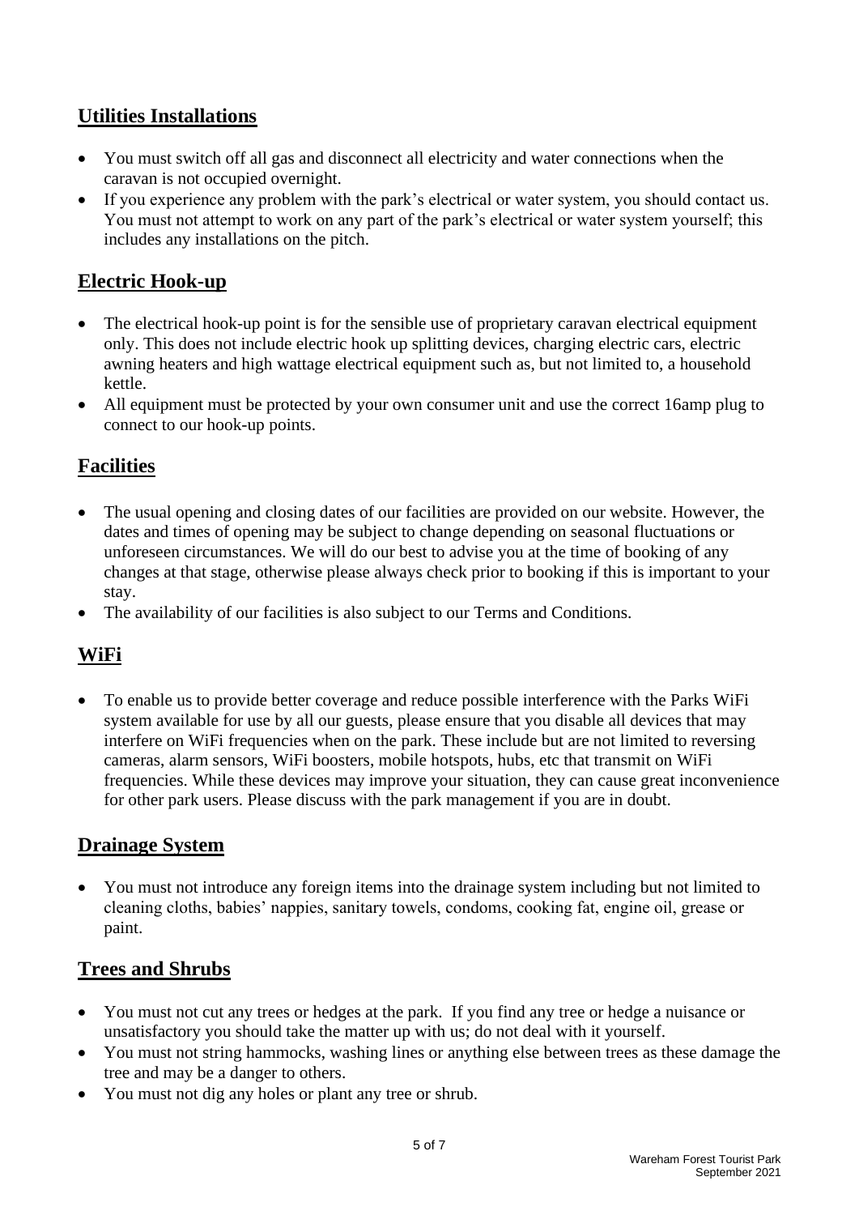## Utilities Installations

- You must switch off all gas and disconnect all electricity and water connections when the caravan is not occupied overnight.
- If you experience any problem with the park's electrical or water system, you should contact us. You must not attempt to work on any part of the park's electrical or water system yourself; this includes any installations on the pitch.

## Electric Hook-up

- The electrical hook-up point is for the sensible use of proprietary caravan electrical equipment only. This does not include electric hook up splitting devices, charging electric cars, electric awning heaters and high wattage electrical equipment such as, but not limited to, a household kettle.
- All equipment must be protected by your own consumer unit and use the correct 16amp plug to connect to our hook-up points.

## Facilities

- The usual opening and closing dates of our facilities are provided on our website. However, the dates and times of opening may be subject to change depending on seasonal fluctuations or unforeseen circumstances. We will do our best to advise you at the time of booking of any changes at that stage, otherwise please always check prior to booking if this is important to your stay.
- The availability of our facilities is also subject to our Terms and Conditions.

## WiFi

- To enable us to provide better coverage and reduce possible interference with the Parks WiFi system available for use by all our guests, please ensure that you disable all devices that may interfere on WiFi frequencies when on the park. These include but are not limited to reversing cameras, alarm sensors, WiFi boosters, mobile hotspots, hubs, etc that transmit on WiFi frequencies. While these devices may improve your situation, they can cause great inconvenience for other park users. Please discuss with the park management if you are in doubt.

## Drainage System

- You must not introduce any foreign items into the drainage system including but not limited to cleaning cloths, babies' nappies, sanitary towels, condoms, cooking fat, engine oil, grease or paint.

## Trees and Shrubs

- You must not cut any trees or hedges at the park. If you find any tree or hedge a nuisance or unsatisfactory you should take the matter up with us; do not deal with it yourself.
- You must not string hammocks, washing lines or anything else between trees as these damage the tree and may be a danger to others.
- You must not dig any holes or plant any tree or shrub.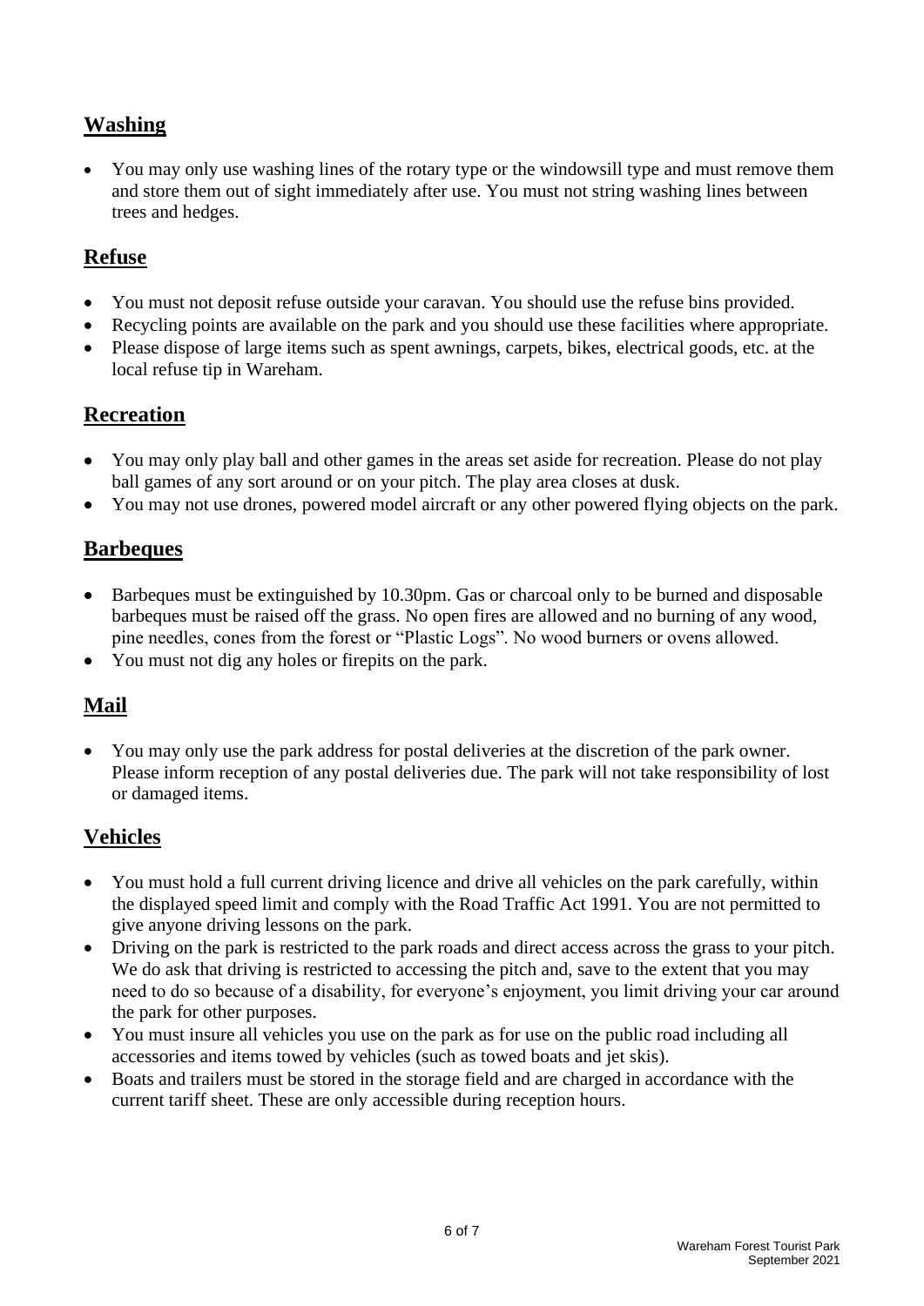## Washing

- You may only use washing lines of the rotary type or the windowsill type and must remove them and store them out of sight immediately after use. You must not string washing lines between trees and hedges.

## Refuse

- You must not deposit refuse outside your caravan. You should use the refuse bins provided.
- Recycling points are available on the park and you should use these facilities where appropriate.
- Please dispose of large items such as spent awnings, carpets, bikes, electrical goods, etc. at the local refuse tip in Wareham.

## Recreation

- You may only play ball and other games in the areas set aside for recreation. Please do not play ball games of any sort around or on your pitch. The play area closes at dusk.
- You may not use drones, powered model aircraft or any other powered flying objects on the park.

## Barbeques

- Barbeques must be extinguished by 10.30pm. Gas or charcoal only to be burned and disposable barbeques must be raised off the grass. No open fires are allowed and no burning of any wood, pine needles, cones from the forest or "Plastic Logs". No wood burners or ovens allowed.
- You must not dig any holes or firepits on the park.

## Mail

- You may only use the park address for postal deliveries at the discretion of the park owner. Please inform reception of any postal deliveries due. The park will not take responsibility of lost or damaged items.

## Vehicles

- You must hold a full current driving licence and drive all vehicles on the park carefully, within the displayed speed limit and comply with the Road Traffic Act 1991. You are not permitted to give anyone driving lessons on the park.
- Driving on the park is restricted to the park roads and direct access across the grass to your pitch. We do ask that driving is restricted to accessing the pitch and, save to the extent that you may need to do so because of a disability, for everyone's enjoyment, you limit driving your car around the park for other purposes.
- You must insure all vehicles you use on the park as for use on the public road including all accessories and items towed by vehicles (such as towed boats and jet skis).
- Boats and trailers must be stored in the storage field and are charged in accordance with the current tariff sheet. These are only accessible during reception hours.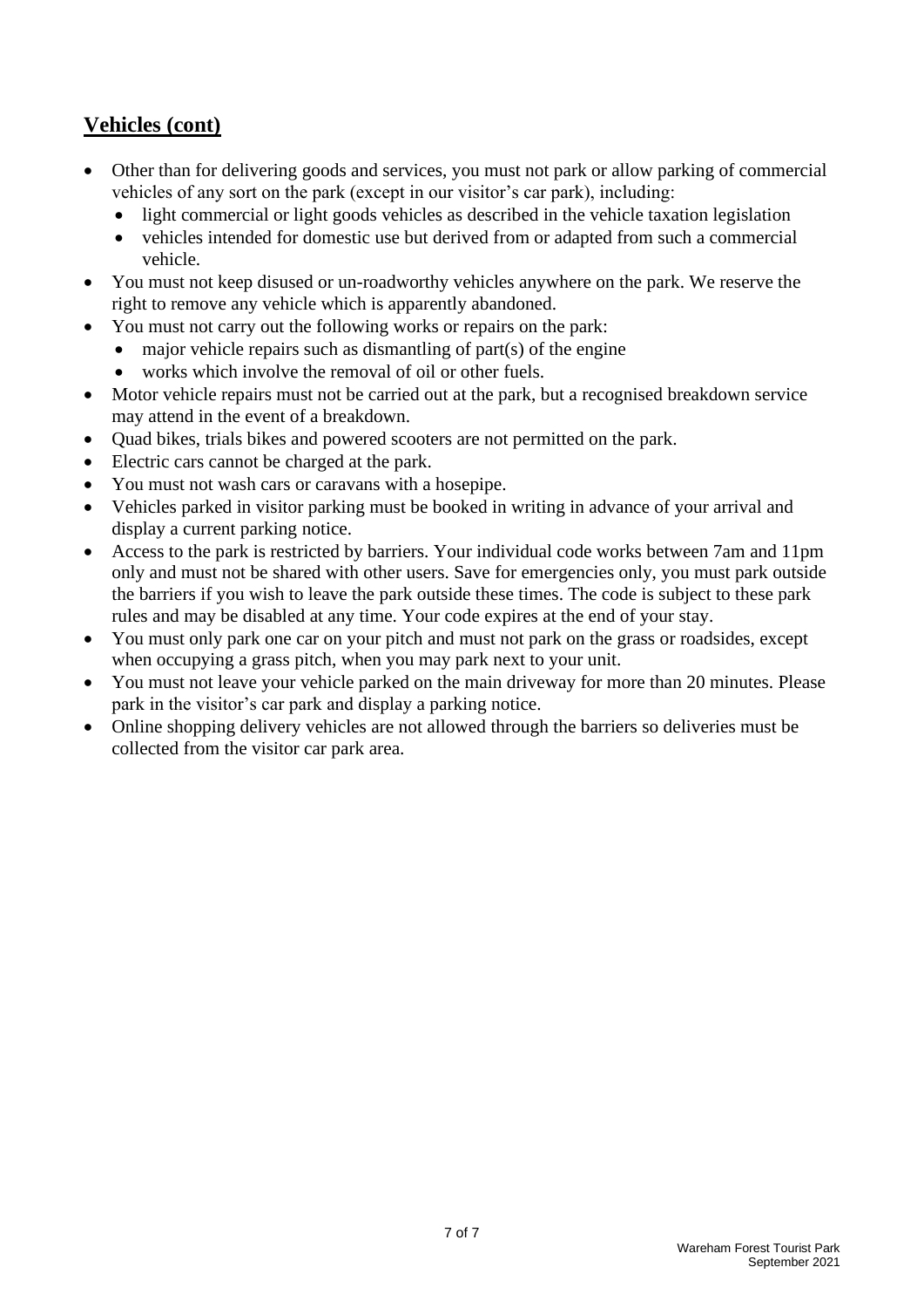## Vehicles (cont)

- Other than for delivering goods and services, you must not park or allow parking of commercial vehicles of any sort on the park (except in our visitor's car park), including:
  - light commercial or light goods vehicles as described in the vehicle taxation legislation
  - vehicles intended for domestic use but derived from or adapted from such a commercial vehicle.
- You must not keep disused or un-roadworthy vehicles anywhere on the park. We reserve the right to remove any vehicle which is apparently abandoned.
- You must not carry out the following works or repairs on the park:
  - major vehicle repairs such as dismantling of part(s) of the engine
  - works which involve the removal of oil or other fuels.
- Motor vehicle repairs must not be carried out at the park, but a recognised breakdown service may attend in the event of a breakdown.
- Quad bikes, trials bikes and powered scooters are not permitted on the park.
- Electric cars cannot be charged at the park.
- You must not wash cars or caravans with a hosepipe.
- Vehicles parked in visitor parking must be booked in writing in advance of your arrival and display a current parking notice.
- Access to the park is restricted by barriers. Your individual code works between 7am and 11pm only and must not be shared with other users. Save for emergencies only, you must park outside the barriers if you wish to leave the park outside these times. The code is subject to these park rules and may be disabled at any time. Your code expires at the end of your stay.
- You must only park one car on your pitch and must not park on the grass or roadsides, except when occupying a grass pitch, when you may park next to your unit.
- You must not leave your vehicle parked on the main driveway for more than 20 minutes. Please park in the visitor's car park and display a parking notice.
- Online shopping delivery vehicles are not allowed through the barriers so deliveries must be collected from the visitor car park area.